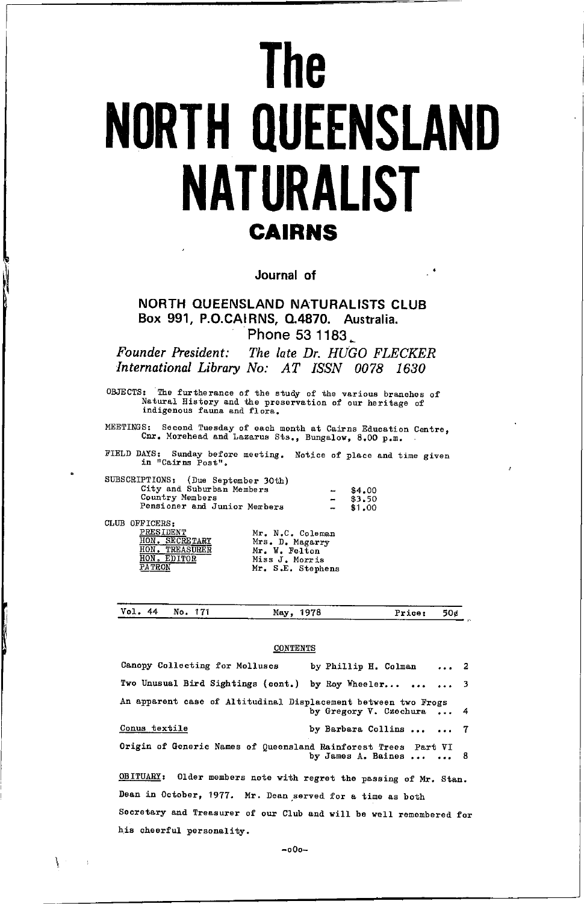# The NORTH QUEENSLAND NATURALIST

## CAIRNS

Journal of

**NORTH QUEENSLAND NATURALISTS CLUB**
**Box 991, P.O.CAIRNS, Q.4870. Australia.**
**Phone 53 1183**

*Founder President: The late Dr. HUGO FLECKER*
*International Library No: AT ISSN 0078 1630*

OBJECTS: The furtherance of the study of the various branches of Natural History and the preservation of our heritage of indigenous fauna and flora.

MEETINGS: Second Tuesday of each month at Cairns Education Centre, Cnr. Morehead and Lazarus Sts., Bungalow, 8.00 p.m.

FIELD DAYS: Sunday before meeting. Notice of place and time given in "Cairns Post".

SUBSCRIPTIONS: (Due September 30th)

| | | |
|---|---|---|
| City and Suburban Members | - | $4.00 |
| Country Members | - | $3.50 |
| Pensioner and Junior Members | - | $1.00 |

CLUB OFFICERS:

| | |
|---|---|
| PRESIDENT | Mr. N.C. Coleman |
| HON. SECRETARY | Mrs. D. Magarry |
| HON. TREASURER | Mr. W. Felton |
| HON. EDITOR | Miss J. Morris |
| PATRON | Mr. S.E. Stephens |

Vol. 44 No. 171 May, 1978 Price: 50¢

CONTENTS

Canopy Collecting for Molluscs by Phillip H. Colman ... 2

Two Unusual Bird Sightings (cont.) by Roy Wheeler... ... ... 3

An apparent case of Altitudinal Displacement between two Frogs by Gregory V. Czechura ... 4

Conus textile by Barbara Collins ... ... 7

Origin of Generic Names of Queensland Rainforest Trees Part VI by James A. Baines ... ... 8

OBITUARY: Older members note with regret the passing of Mr. Stan. Dean in October, 1977. Mr. Dean served for a time as both Secretary and Treasurer of our Club and will be well remembered for his cheerful personality.

-oOo-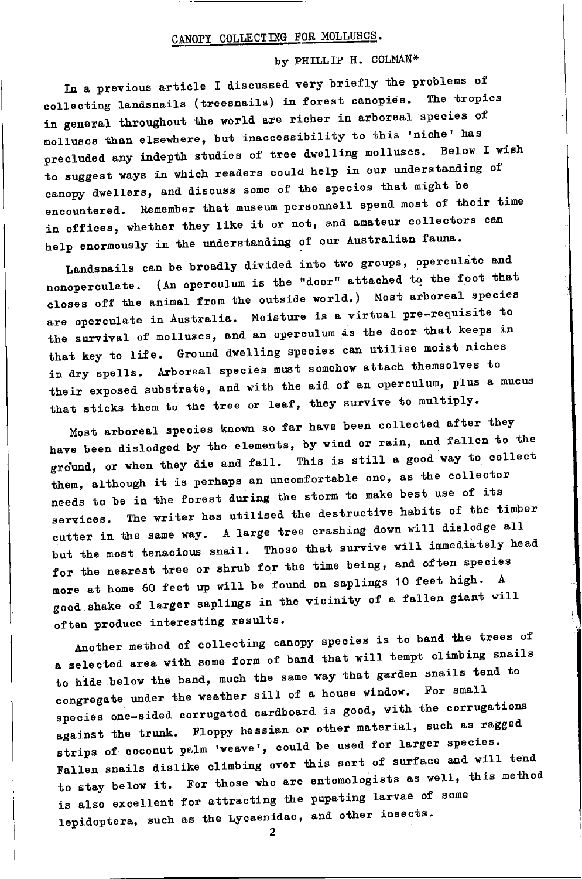# CANOPY COLLECTING FOR MOLLUSCS.

by PHILLIP H. COLMAN*

In a previous article I discussed very briefly the problems of collecting landsnails (treesnails) in forest canopies. The tropics in general throughout the world are richer in arboreal species of molluscs than elsewhere, but inaccessibility to this 'niche' has precluded any indepth studies of tree dwelling molluscs. Below I wish to suggest ways in which readers could help in our understanding of canopy dwellers, and discuss some of the species that might be encountered. Remember that museum personnell spend most of their time in offices, whether they like it or not, and amateur collectors can help enormously in the understanding of our Australian fauna.

Landsnails can be broadly divided into two groups, operculate and nonoperculate. (An operculum is the "door" attached to the foot that closes off the animal from the outside world.) Most arboreal species are operculate in Australia. Moisture is a virtual pre-requisite to the survival of molluscs, and an operculum is the door that keeps in that key to life. Ground dwelling species can utilise moist niches in dry spells. Arboreal species must somehow attach themselves to their exposed substrate, and with the aid of an operculum, plus a mucus that sticks them to the tree or leaf, they survive to multiply.

Most arboreal species known so far have been collected after they have been dislodged by the elements, by wind or rain, and fallen to the ground, or when they die and fall. This is still a good way to collect them, although it is perhaps an uncomfortable one, as the collector needs to be in the forest during the storm to make best use of its services. The writer has utilised the destructive habits of the timber cutter in the same way. A large tree crashing down will dislodge all but the most tenacious snail. Those that survive will immediately head for the nearest tree or shrub for the time being, and often species more at home 60 feet up will be found on saplings 10 feet high. A good shake of larger saplings in the vicinity of a fallen giant will often produce interesting results.

Another method of collecting canopy species is to band the trees of a selected area with some form of band that will tempt climbing snails to hide below the band, much the same way that garden snails tend to congregate under the weather sill of a house window. For small species one-sided corrugated cardboard is good, with the corrugations against the trunk. Floppy hessian or other material, such as ragged strips of coconut palm 'weave', could be used for larger species. Fallen snails dislike climbing over this sort of surface and will tend to stay below it. For those who are entomologists as well, this method is also excellent for attracting the pupating larvae of some lepidoptera, such as the Lycaenidae, and other insects.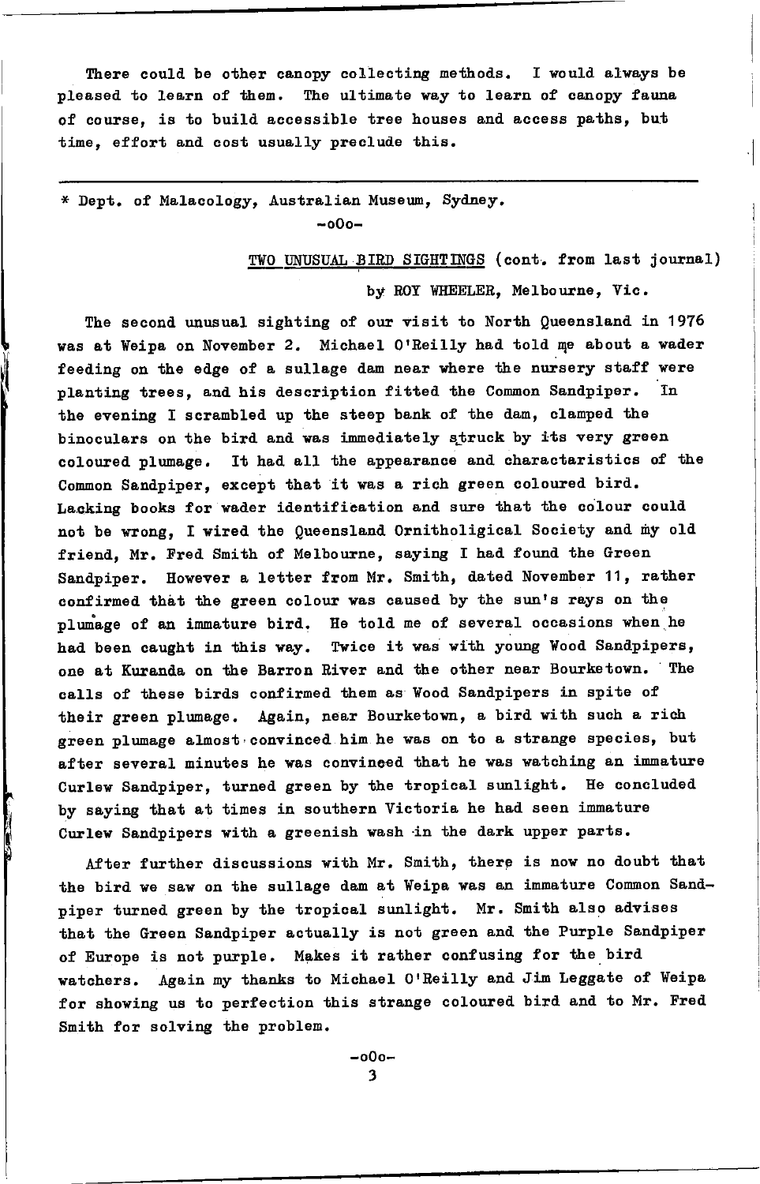There could be other canopy collecting methods. I would always be pleased to learn of them. The ultimate way to learn of canopy fauna of course, is to build accessible tree houses and access paths, but time, effort and cost usually preclude this.

---

* Dept. of Malacology, Australian Museum, Sydney.

-oOo-

## TWO UNUSUAL BIRD SIGHTINGS (cont. from last journal)

by ROY WHEELER, Melbourne, Vic.

The second unusual sighting of our visit to North Queensland in 1976 was at Weipa on November 2. Michael O'Reilly had told me about a wader feeding on the edge of a sullage dam near where the nursery staff were planting trees, and his description fitted the Common Sandpiper. In the evening I scrambled up the steep bank of the dam, clamped the binoculars on the bird and was immediately struck by its very green coloured plumage. It had all the appearance and characteristics of the Common Sandpiper, except that it was a rich green coloured bird. Lacking books for wader identification and sure that the colour could not be wrong, I wired the Queensland Ornitholigical Society and my old friend, Mr. Fred Smith of Melbourne, saying I had found the Green Sandpiper. However a letter from Mr. Smith, dated November 11, rather confirmed that the green colour was caused by the sun's rays on the plumage of an immature bird. He told me of several occasions when he had been caught in this way. Twice it was with young Wood Sandpipers, one at Kuranda on the Barron River and the other near Bourketown. The calls of these birds confirmed them as Wood Sandpipers in spite of their green plumage. Again, near Bourketown, a bird with such a rich green plumage almost convinced him he was on to a strange species, but after several minutes he was convinced that he was watching an immature Curlew Sandpiper, turned green by the tropical sunlight. He concluded by saying that at times in southern Victoria he had seen immature Curlew Sandpipers with a greenish wash in the dark upper parts.

After further discussions with Mr. Smith, there is now no doubt that the bird we saw on the sullage dam at Weipa was an immature Common Sandpiper turned green by the tropical sunlight. Mr. Smith also advises that the Green Sandpiper actually is not green and the Purple Sandpiper of Europe is not purple. Makes it rather confusing for the bird watchers. Again my thanks to Michael O'Reilly and Jim Leggate of Weipa for showing us to perfection this strange coloured bird and to Mr. Fred Smith for solving the problem.

-oOo-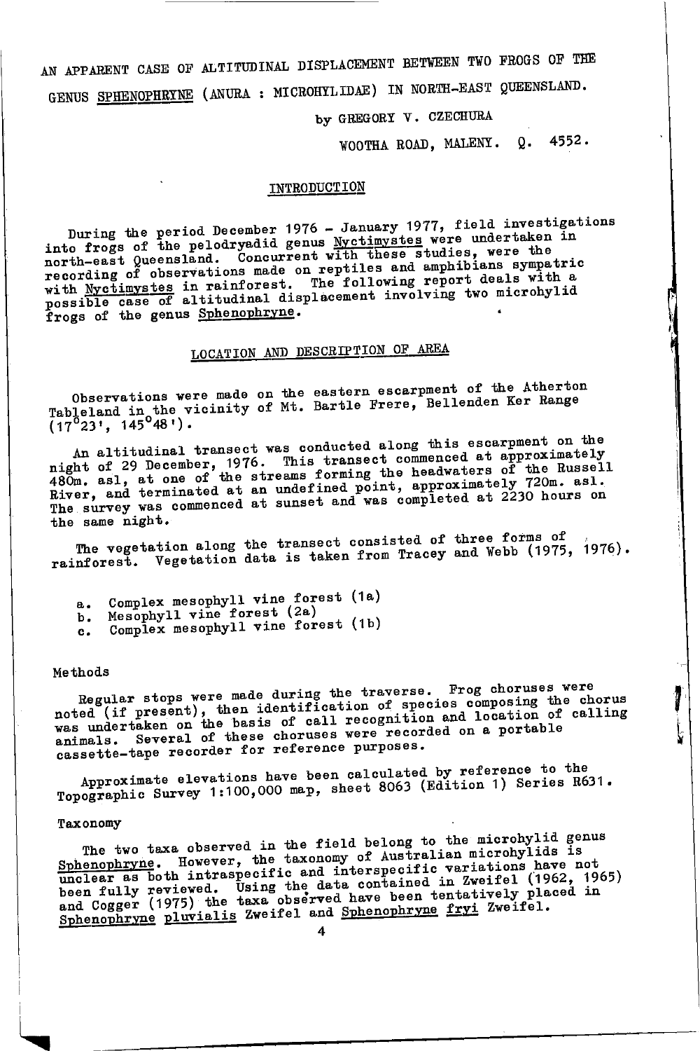# AN APPARENT CASE OF ALTITUDINAL DISPLACEMENT BETWEEN TWO FROGS OF THE GENUS *SPHENOPHRYNE* (ANURA : MICROHYLIDAE) IN NORTH-EAST QUEENSLAND.

by GREGORY V. CZECHURA

WOOTHA ROAD, MALENY. Q. 4552.

## INTRODUCTION

During the period December 1976 - January 1977, field investigations into frogs of the pelodryadid genus *Nyctimystes* were undertaken in north-east Queensland. Concurrent with these studies, were the recording of observations made on reptiles and amphibians sympatric with *Nyctimystes* in rainforest. The following report deals with a possible case of altitudinal displacement involving two microhylid frogs of the genus *Sphenophryne*.

## LOCATION AND DESCRIPTION OF AREA

Observations were made on the eastern escarpment of the Atherton Tableland in the vicinity of Mt. Bartle Frere, Bellenden Ker Range (17°23', 145°48').

An altitudinal transect was conducted along this escarpment on the night of 29 December, 1976. This transect commenced at approximately 480m. asl, at one of the streams forming the headwaters of the Russell River, and terminated at an undefined point, approximately 720m. asl. The survey was commenced at sunset and was completed at 2230 hours on the same night.

The vegetation along the transect consisted of three forms of rainforest. Vegetation data is taken from Tracey and Webb (1975, 1976).

a. Complex mesophyll vine forest (1a)
b. Mesophyll vine forest (2a)
c. Complex mesophyll vine forest (1b)

### Methods

Regular stops were made during the traverse. Frog choruses were noted (if present), then identification of species composing the chorus was undertaken on the basis of call recognition and location of calling animals. Several of these choruses were recorded on a portable cassette-tape recorder for reference purposes.

Approximate elevations have been calculated by reference to the Topographic Survey 1:100,000 map, sheet 8063 (Edition 1) Series R631.

### Taxonomy

The two taxa observed in the field belong to the microhylid genus *Sphenophryne*. However, the taxonomy of Australian microhylids is unclear as both intraspecific and interspecific variations have not been fully reviewed. Using the data contained in Zweifel (1962, 1965) and Cogger (1975) the taxa observed have been tentatively placed in *Sphenophryne pluvialis* Zweifel and *Sphenophryne fryi* Zweifel.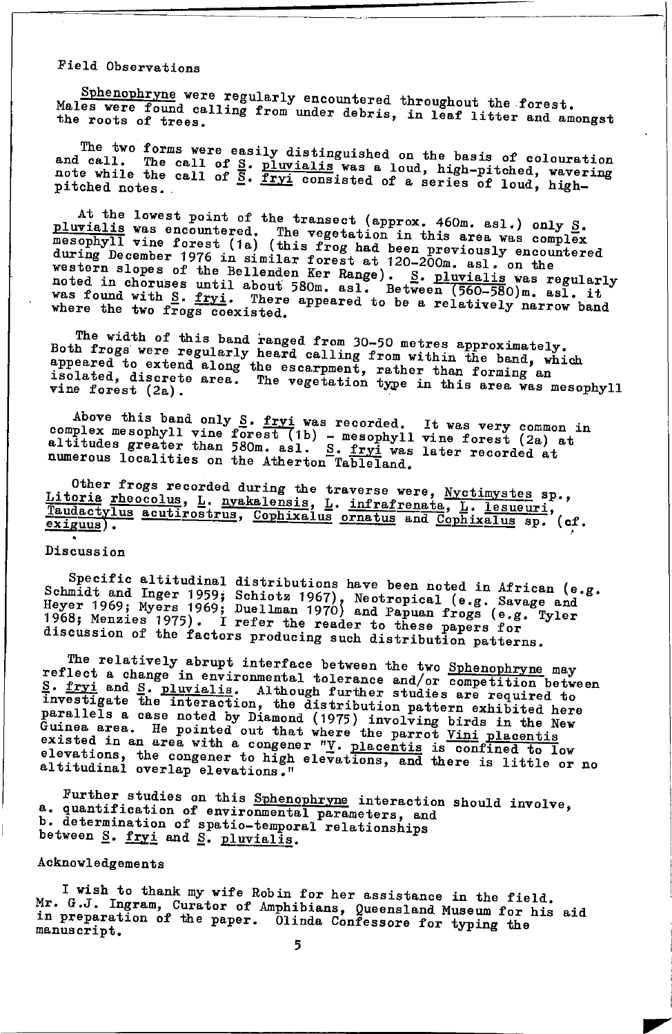Field Observations

*Sphenophryne* were regularly encountered throughout the forest. Males were found calling from under debris, in leaf litter and amongst the roots of trees.

The two forms were easily distinguished on the basis of colouration and call. The call of *S. pluvialis* was a loud, high-pitched, wavering note while the call of *S. fryi* consisted of a series of loud, high-pitched notes.

At the lowest point of the transect (approx. 460m. asl.) only *S. pluvialis* was encountered. The vegetation in this area was complex mesophyll vine forest (1a) (this frog had been previously encountered during December 1976 in similar forest at 120-200m. asl. on the western slopes of the Bellenden Ker Range). *S. pluvialis* was regularly noted in choruses until about 580m. asl. Between (560-580)m. asl. it was found with *S. fryi*. There appeared to be a relatively narrow band where the two frogs coexisted.

The width of this band ranged from 30-50 metres approximately. Both frogs were regularly heard calling from within the band, which appeared to extend along the escarpment, rather than forming an isolated, discrete area. The vegetation type in this area was mesophyll vine forest (2a).

Above this band only *S. fryi* was recorded. It was very common in complex mesophyll vine forest (1b) - mesophyll vine forest (2a) at altitudes greater than 580m. asl. *S. fryi* was later recorded at numerous localities on the Atherton Tableland.

Other frogs recorded during the traverse were, *Nyctimystes* sp., *Litoria rheocolus*, *L. nyakalensis*, *L. infrafrenata*, *L. lesueuri*, *Taudactylus acutirostrus*, *Cophixalus ornatus* and *Cophixalus* sp. (cf. *exiguus*).

Discussion

Specific altitudinal distributions have been noted in African (e.g. Schmidt and Inger 1959; Schiotz 1967), Neotropical (e.g. Savage and Heyer 1969; Myers 1969; Duellman 1970) and Papuan frogs (e.g. Tyler 1968; Menzies 1975). I refer the reader to these papers for discussion of the factors producing such distribution patterns.

The relatively abrupt interface between the two *Sphenophryne* may reflect a change in environmental tolerance and/or competition between *S. fryi* and *S. pluvialis*. Although further studies are required to investigate the interaction, the distribution pattern exhibited here parallels a case noted by Diamond (1975) involving birds in the New Guinea area. He pointed out that where the parrot *Vini placentis* existed in an area with a congener "*V. placentis* is confined to low elevations, the congener to high elevations, and there is little or no altitudinal overlap elevations."

Further studies on this *Sphenophryne* interaction should involve,
a. quantification of environmental parameters, and
b. determination of spatio-temporal relationships
between *S. fryi* and *S. pluvialis*.

Acknowledgements

I wish to thank my wife Robin for her assistance in the field. Mr. G.J. Ingram, Curator of Amphibians, Queensland Museum for his aid in preparation of the paper. Olinda Confessore for typing the manuscript.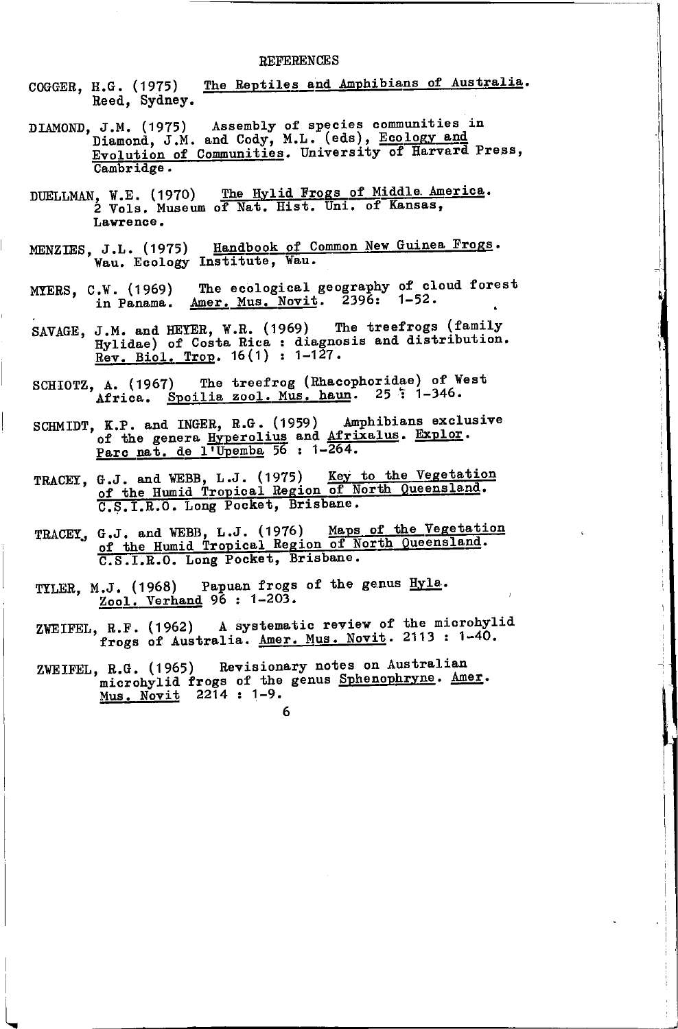# REFERENCES

COGGER, H.G. (1975) The Reptiles and Amphibians of Australia. Reed, Sydney.

DIAMOND, J.M. (1975) Assembly of species communities in Diamond, J.M. and Cody, M.L. (eds), Ecology and Evolution of Communities. University of Harvard Press, Cambridge.

DUELLMAN, W.E. (1970) The Hylid Frogs of Middle America. 2 Vols. Museum of Nat. Hist. Uni. of Kansas, Lawrence.

MENZIES, J.L. (1975) Handbook of Common New Guinea Frogs. Wau. Ecology Institute, Wau.

MYERS, C.W. (1969) The ecological geography of cloud forest in Panama. Amer. Mus. Novit. 2396: 1-52.

SAVAGE, J.M. and HEYER, W.R. (1969) The treefrogs (family Hylidae) of Costa Rica : diagnosis and distribution. Rev. Biol. Trop. 16(1) : 1-127.

SCHIOTZ, A. (1967) The treefrog (Rhacophoridae) of West Africa. Spoilia zool. Mus. haun. 25 : 1-346.

SCHMIDT, K.P. and INGER, R.G. (1959) Amphibians exclusive of the genera Hyperolius and Afrixalus. Explor. Parc nat. de l'Upemba 56 : 1-264.

TRACEY, G.J. and WEBB, L.J. (1975) Key to the Vegetation of the Humid Tropical Region of North Queensland. C.S.I.R.O. Long Pocket, Brisbane.

TRACEY, G.J. and WEBB, L.J. (1976) Maps of the Vegetation of the Humid Tropical Region of North Queensland. C.S.I.R.O. Long Pocket, Brisbane.

TYLER, M.J. (1968) Papuan frogs of the genus Hyla. Zool. Verhand 96 : 1-203.

ZWEIFEL, R.F. (1962) A systematic review of the microhylid frogs of Australia. Amer. Mus. Novit. 2113 : 1-40.

ZWEIFEL, R.G. (1965) Revisionary notes on Australian microhylid frogs of the genus Sphenophryne. Amer. Mus. Novit 2214 : 1-9.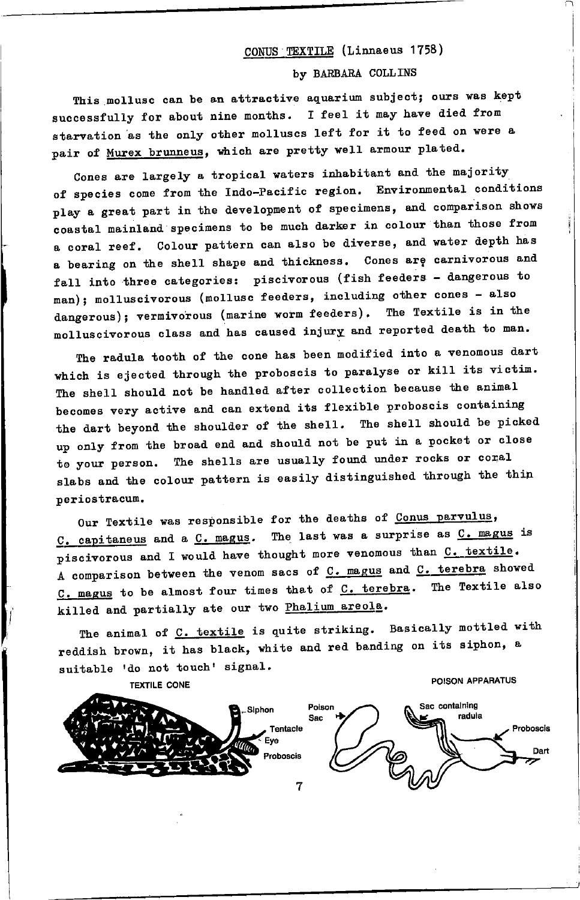## CONUS TEXTILE (Linnaeus 1758)

by BARBARA COLLINS

This mollusc can be an attractive aquarium subject; ours was kept successfully for about nine months. I feel it may have died from starvation as the only other molluscs left for it to feed on were a pair of Murex brunneus, which are pretty well armour plated.

Cones are largely a tropical waters inhabitant and the majority of species come from the Indo-Pacific region. Environmental conditions play a great part in the development of specimens, and comparison shows coastal mainland specimens to be much darker in colour than those from a coral reef. Colour pattern can also be diverse, and water depth has a bearing on the shell shape and thickness. Cones are carnivorous and fall into three categories: piscivorous (fish feeders - dangerous to man); molluscivorous (mollusc feeders, including other cones - also dangerous); vermivorous (marine worm feeders). The Textile is in the molluscivorous class and has caused injury and reported death to man.

The radula tooth of the cone has been modified into a venomous dart which is ejected through the proboscis to paralyse or kill its victim. The shell should not be handled after collection because the animal becomes very active and can extend its flexible proboscis containing the dart beyond the shoulder of the shell. The shell should be picked up only from the broad end and should not be put in a pocket or close to your person. The shells are usually found under rocks or coral slabs and the colour pattern is easily distinguished through the thin periostracum.

Our Textile was responsible for the deaths of Conus parvulus, C. capitaneus and a C. magus. The last was a surprise as C. magus is piscivorous and I would have thought more venomous than C. textile. A comparison between the venom sacs of C. magus and C. terebra showed C. magus to be almost four times that of C. terebra. The Textile also killed and partially ate our two Phalium areola.

The animal of C. textile is quite striking. Basically mottled with reddish brown, it has black, white and red banding on its siphon, a suitable 'do not touch' signal.

TEXTILE CONE — Siphon, Tentacle, Eye, Proboscis

POISON APPARATUS — Poison Sac, Sac containing radula, Proboscis, Dart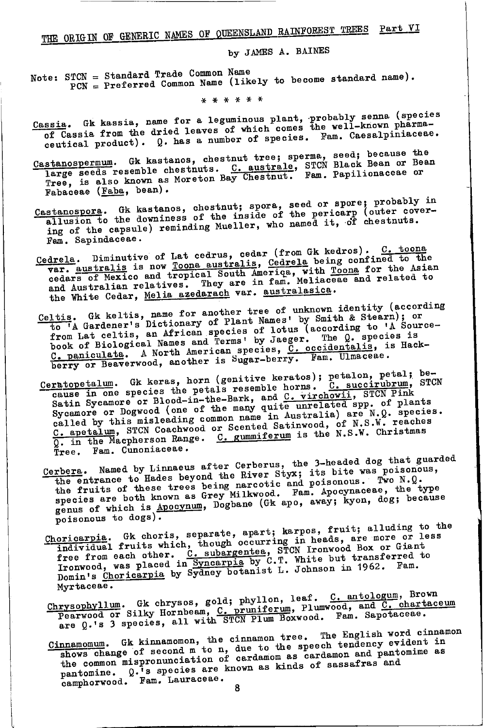## THE ORIGIN OF GENERIC NAMES OF QUEENSLAND RAINFOREST TREES Part VI

by JAMES A. BAINES

Note: STCN = Standard Trade Common Name
PCN = Preferred Common Name (likely to become standard name).

\* \* \* \* \* \*

_Cassia_. Gk kassia, name for a leguminous plant, probably senna (species of Cassia from the dried leaves of which comes the well-known pharmaceutical product). Q. has a number of species. Fam. Caesalpiniaceae.

_Castanospermum_. Gk kastanos, chestnut tree; sperma, seed; because the large seeds resemble chestnuts. _C. australe_, STCN Black Bean or Bean Tree, is also known as Moreton Bay Chestnut. Fam. Papilionaceae or Fabaceae (_Faba_, bean).

_Castanospora_. Gk kastanos, chestnut; spora, seed or spore; probably in allusion to the downiness of the inside of the pericarp (outer covering of the capsule) reminding Mueller, who named it, of chestnuts. Fam. Sapindaceae.

_Cedrela_. Diminutive of Lat cedrus, cedar (from Gk kedros). _C. toona_ var. _australis_ is now _Toona australis_, _Cedrela_ being confined to the cedars of Mexico and tropical South America, with _Toona_ for the Asian and Australian relatives. They are in fam. Meliaceae and related to the White Cedar, _Melia azedarach_ var. _australasica_.

_Celtis_. Gk keltis, name for another tree of unknown identity (according to 'A Gardener's Dictionary of Plant Names' by Smith & Stearn); or from Lat celtis, an African species of lotus (according to 'A Sourcebook of Biological Names and Terms' by Jaeger. The Q. species is _C. paniculata_. A North American species, _C. occidentalis_, is Hackberry or Beaverwood, another is Sugar-berry. Fam. Ulmaceae.

_Ceratopetalum_. Gk keras, horn (genitive keratos); petalon, petal; because in one species the petals resemble horns. _C. succirubrum_, STCN Satin Sycamore or Blood-in-the-Bark, and _C. virchowii_, STCN Pink Sycamore or Dogwood (one of the many quite unrelated spp. of plants called by this misleading common name in Australia) are N.Q. species. _C. apetalum_, STCN Coachwood or Scented Satinwood, of N.S.W. reaches Q. in the Macpherson Range. _C. gummiferum_ is the N.S.W. Christmas Tree. Fam. Cunoniaceae.

_Cerbera_. Named by Linnaeus after Cerberus, the 3-headed dog that guarded the entrance to Hades beyond the River Styx; its bite was poisonous, the fruits of these trees being narcotic and poisonous. Two N.Q. species are both known as Grey Milkwood. Fam. Apocynaceae, the type genus of which is _Apocynum_, Dogbane (Gk apo, away; kyon, dog; because poisonous to dogs).

_Choricarpia_. Gk choris, separate, apart; karpos, fruit; alluding to the individual fruits which, though occurring in heads, are more or less free from each other. _C. subargentea_, STCN Ironwood Box or Giant Ironwood, was placed in _Syncarpia_ by C.T. White but transferred to Domin's _Choricarpia_ by Sydney botanist L. Johnson in 1962. Fam. Myrtaceae.

_Chrysophyllum_. Gk chrysos, gold; phyllon, leaf. _C. antologum_, Brown Pearwood or Silky Hornbeam, _C. pruniferum_, Plumwood, and _C. chartaceum_ are Q.'s 3 species, all with STCN Plum Boxwood. Fam. Sapotaceae.

_Cinnamomum_. Gk kinnamomon, the cinnamon tree. The English word cinnamon shows change of second m to n, due to the speech tendency evident in the common mispronunciation of cardamom as cardamon and pantomime as pantomine. Q.'s species are known as kinds of sassafras and camphorwood. Fam. Lauraceae.